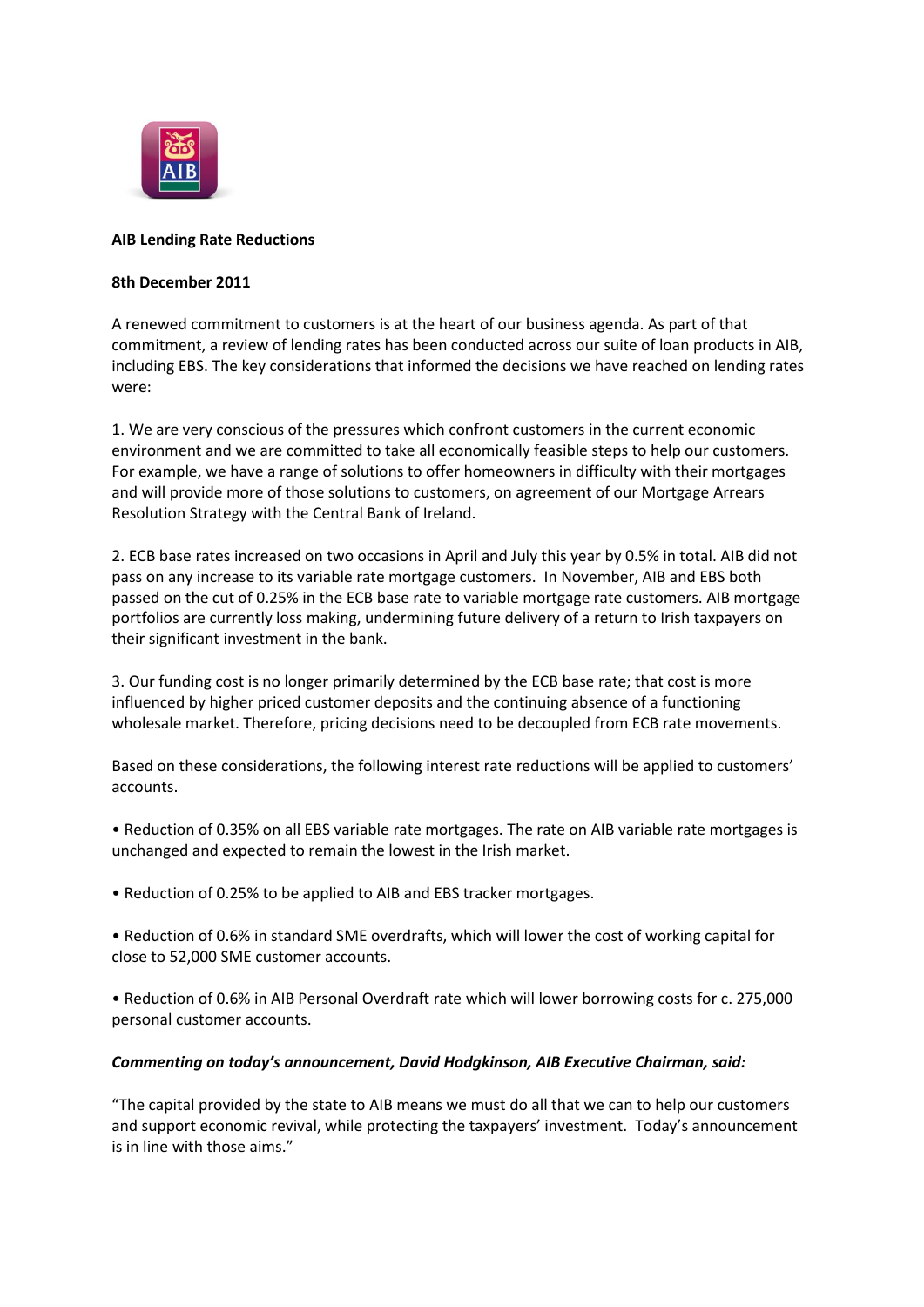**AIB Lending Rate Reductions**

**8th December 2011**

A renewed commitment to customers is at the heart of our business agenda. As part of that commitment, a review of lending rates has been conducted across our suite of loan products in AIB, including EBS. The key considerations that informed the decisions we have reached on lending rates were:

1. We are very conscious of the pressures which confront customers in the current economic environment and we are committed to take all economically feasible steps to help our customers. For example, we have a range of solutions to offer homeowners in difficulty with their mortgages and will provide more of those solutions to customers, on agreement of our Mortgage Arrears Resolution Strategy with the Central Bank of Ireland.

2. ECB base rates increased on two occasions in April and July this year by 0.5% in total. AIB did not pass on any increase to its variable rate mortgage customers. In November, AIB and EBS both passed on the cut of 0.25% in the ECB base rate to variable mortgage rate customers. AIB mortgage portfolios are currently loss making, undermining future delivery of a return to Irish taxpayers on their significant investment in the bank.

3. Our funding cost is no longer primarily determined by the ECB base rate; that cost is more influenced by higher priced customer deposits and the continuing absence of a functioning wholesale market. Therefore, pricing decisions need to be decoupled from ECB rate movements.

Based on these considerations, the following interest rate reductions will be applied to customers' accounts.

- Reduction of 0.35% on all EBS variable rate mortgages. The rate on AIB variable rate mortgages is unchanged and expected to remain the lowest in the Irish market.

- Reduction of 0.25% to be applied to AIB and EBS tracker mortgages.

- Reduction of 0.6% in standard SME overdrafts, which will lower the cost of working capital for close to 52,000 SME customer accounts.

- Reduction of 0.6% in AIB Personal Overdraft rate which will lower borrowing costs for c. 275,000 personal customer accounts.

***Commenting on today's announcement, David Hodgkinson, AIB Executive Chairman, said:***

"The capital provided by the state to AIB means we must do all that we can to help our customers and support economic revival, while protecting the taxpayers' investment. Today's announcement is in line with those aims."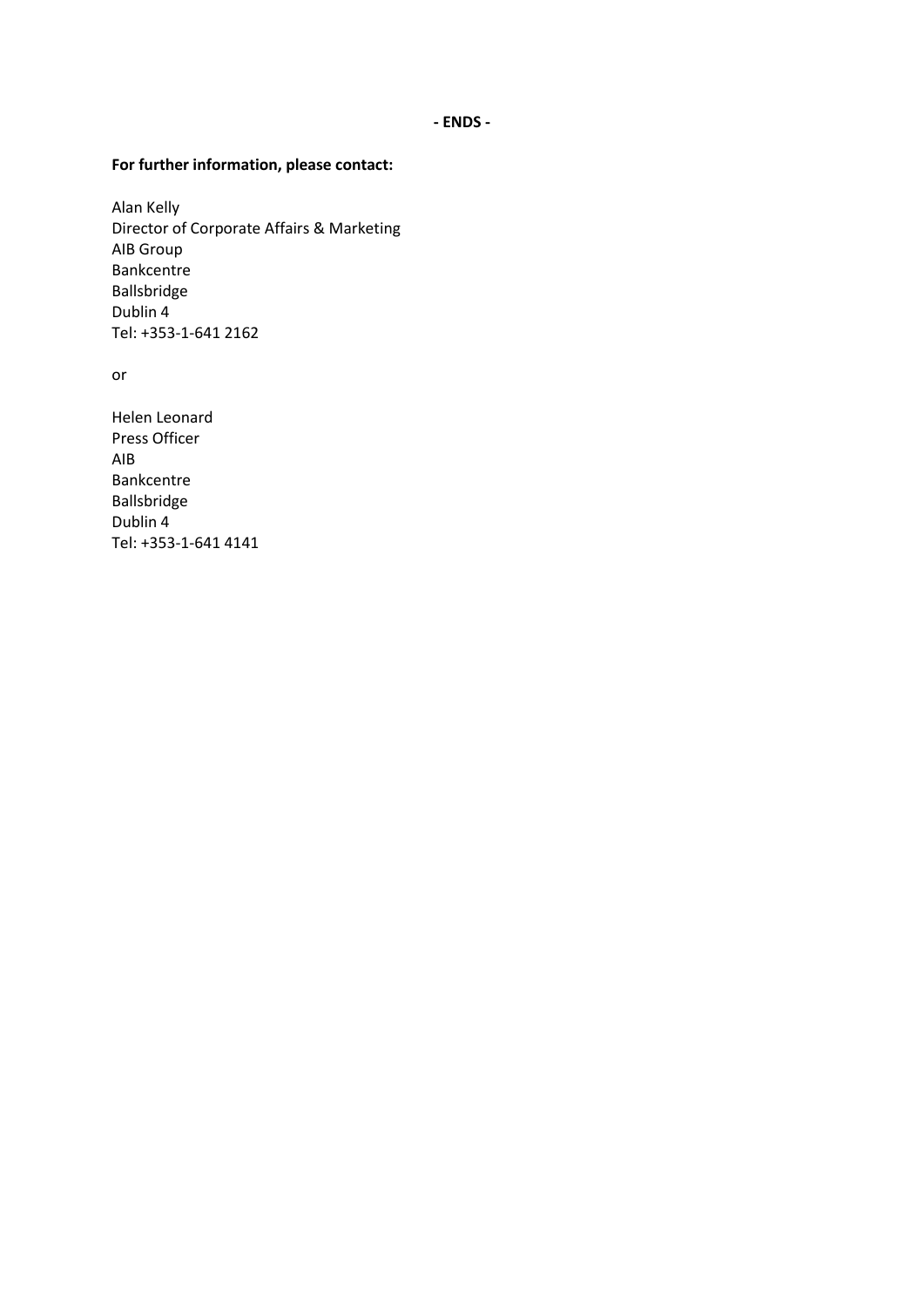**- ENDS -**

**For further information, please contact:**

Alan Kelly  
Director of Corporate Affairs & Marketing  
AIB Group  
Bankcentre  
Ballsbridge  
Dublin 4  
Tel: +353-1-641 2162

or

Helen Leonard  
Press Officer  
AIB  
Bankcentre  
Ballsbridge  
Dublin 4  
Tel: +353-1-641 4141